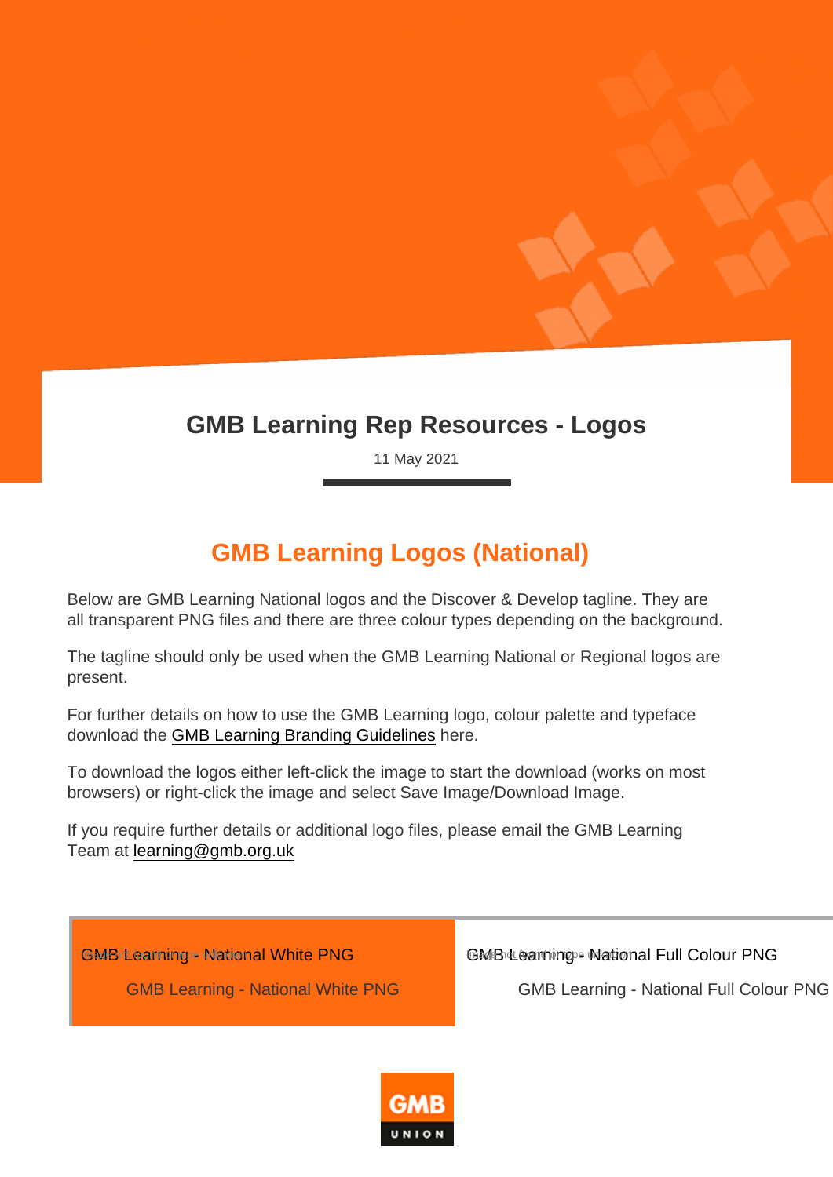# GMB Learning Rep Resources - Logos

11 May 2021

## GMB Learning Logos (National)

Below are GMB Learning National logos and the Discover & Develop tagline. They are all transparent PNG files and there are three colour types depending on the background.

The tagline should only be used when the GMB Learning National or Regional logos are present.

For further details on how to use the GMB Learning logo, colour palette and typeface download the GMB Learning Branding Guidelines here.

To download the logos either left-click the image to start the download (works on most browsers) or right-click the image and select Save Image/Download Image.

If you require further details or additional logo files, please email the GMB Learning Team at learning@gmb.org.uk

GMB Learning - National White PNG

GMB Learning - National White PNG

GMB Learning - National Full Colour PNG

GMB Learning - National Full Colour PNG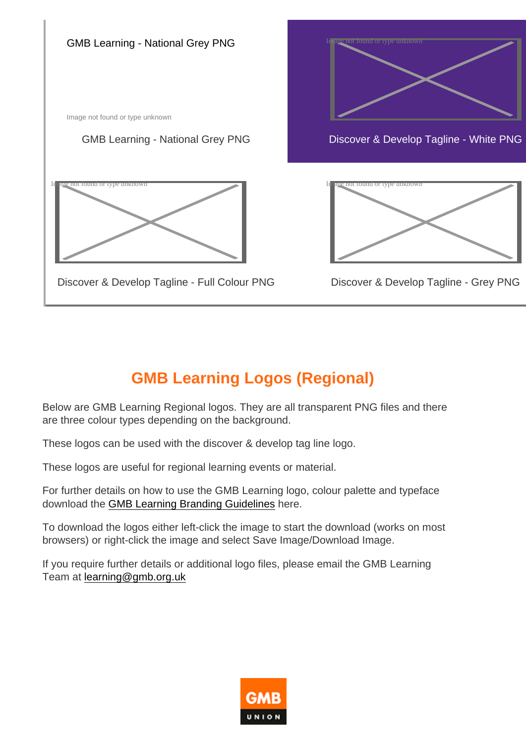GMB Learning - National Grey PNG

Image not found or type unknown

GMB Learning - National Grey PNG

Discover & Develop Tagline - White PNG

Discover & Develop Tagline - Full Colour PNG

Discover & Develop Tagline - Grey PNG

## GMB Learning Logos (Regional)

Below are GMB Learning Regional logos. They are all transparent PNG files and there are three colour types depending on the background.

These logos can be used with the discover & develop tag line logo.

These logos are useful for regional learning events or material.

For further details on how to use the GMB Learning logo, colour palette and typeface download the GMB Learning Branding Guidelines here.

To download the logos either left-click the image to start the download (works on most browsers) or right-click the image and select Save Image/Download Image.

If you require further details or additional logo files, please email the GMB Learning Team at learning@gmb.org.uk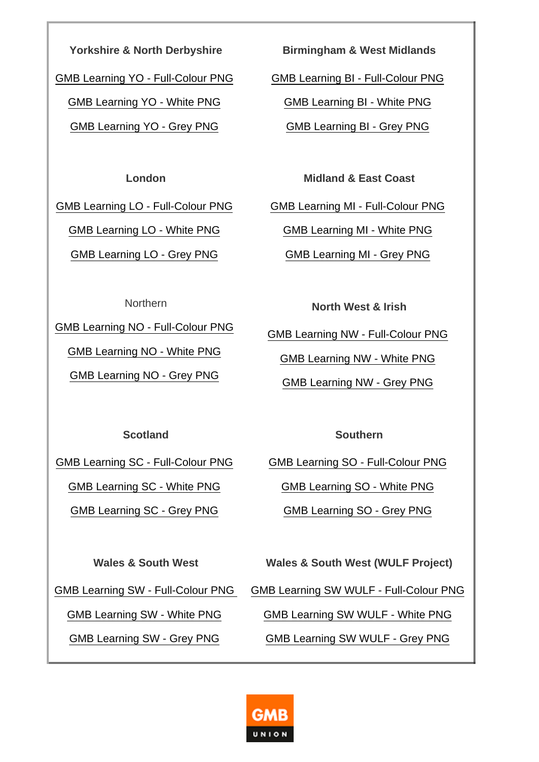**Yorkshire & North Derbyshire**

GMB Learning YO - Full-Colour PNG

GMB Learning YO - White PNG

GMB Learning YO - Grey PNG

**Birmingham & West Midlands**

GMB Learning BI - Full-Colour PNG

GMB Learning BI - White PNG

GMB Learning BI - Grey PNG

**London**

GMB Learning LO - Full-Colour PNG

GMB Learning LO - White PNG

GMB Learning LO - Grey PNG

**Midland & East Coast**

GMB Learning MI - Full-Colour PNG

GMB Learning MI - White PNG

GMB Learning MI - Grey PNG

Northern

GMB Learning NO - Full-Colour PNG

GMB Learning NO - White PNG

GMB Learning NO - Grey PNG

**North West & Irish**

GMB Learning NW - Full-Colour PNG

GMB Learning NW - White PNG

GMB Learning NW - Grey PNG

**Scotland**

GMB Learning SC - Full-Colour PNG

GMB Learning SC - White PNG

GMB Learning SC - Grey PNG

**Southern**

GMB Learning SO - Full-Colour PNG

GMB Learning SO - White PNG

GMB Learning SO - Grey PNG

**Wales & South West**

GMB Learning SW - Full-Colour PNG

GMB Learning SW - White PNG

GMB Learning SW - Grey PNG

**Wales & South West (WULF Project)**

GMB Learning SW WULF - Full-Colour PNG

GMB Learning SW WULF - White PNG

GMB Learning SW WULF - Grey PNG

GMB UNION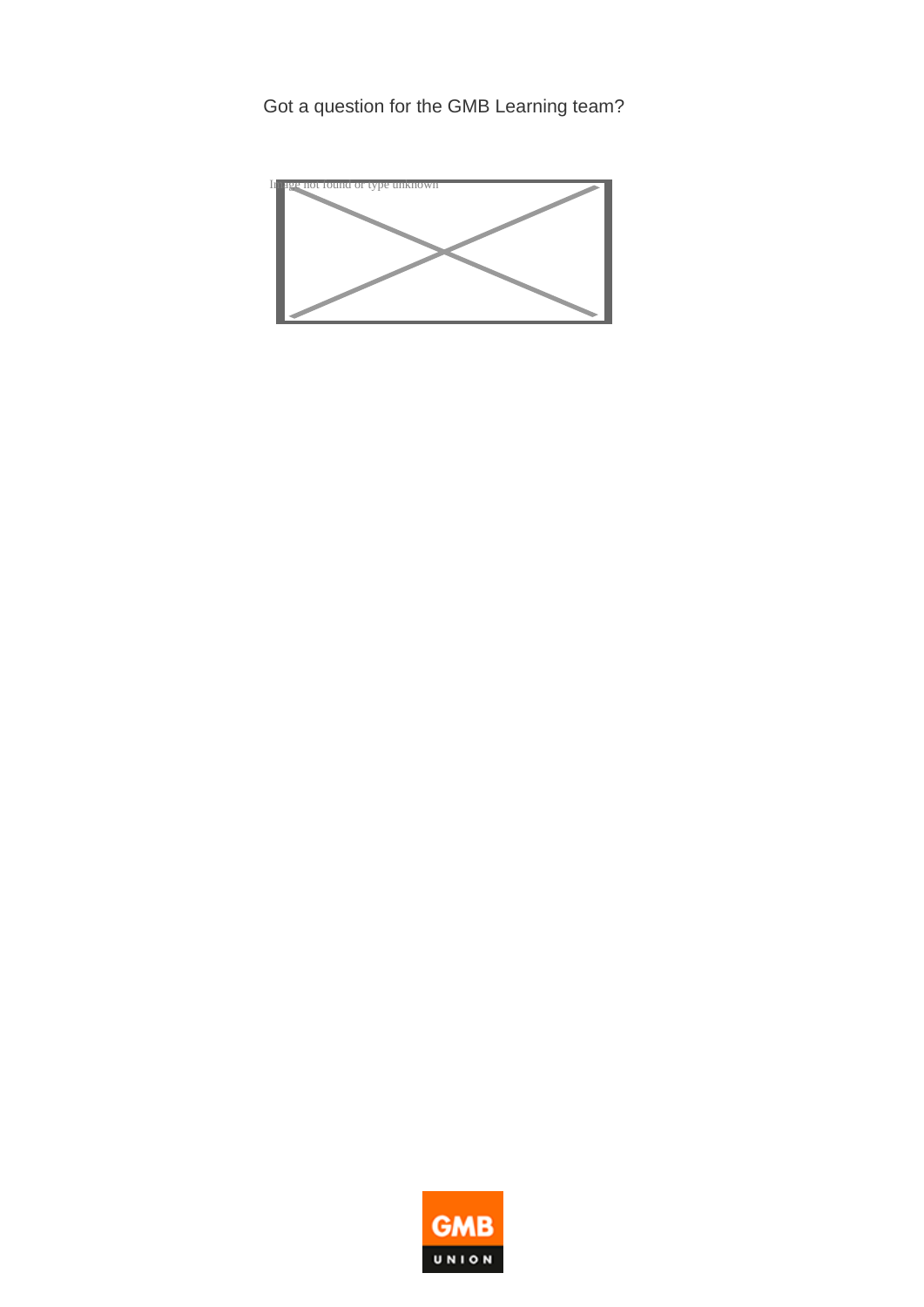Got a question for the GMB Learning team?